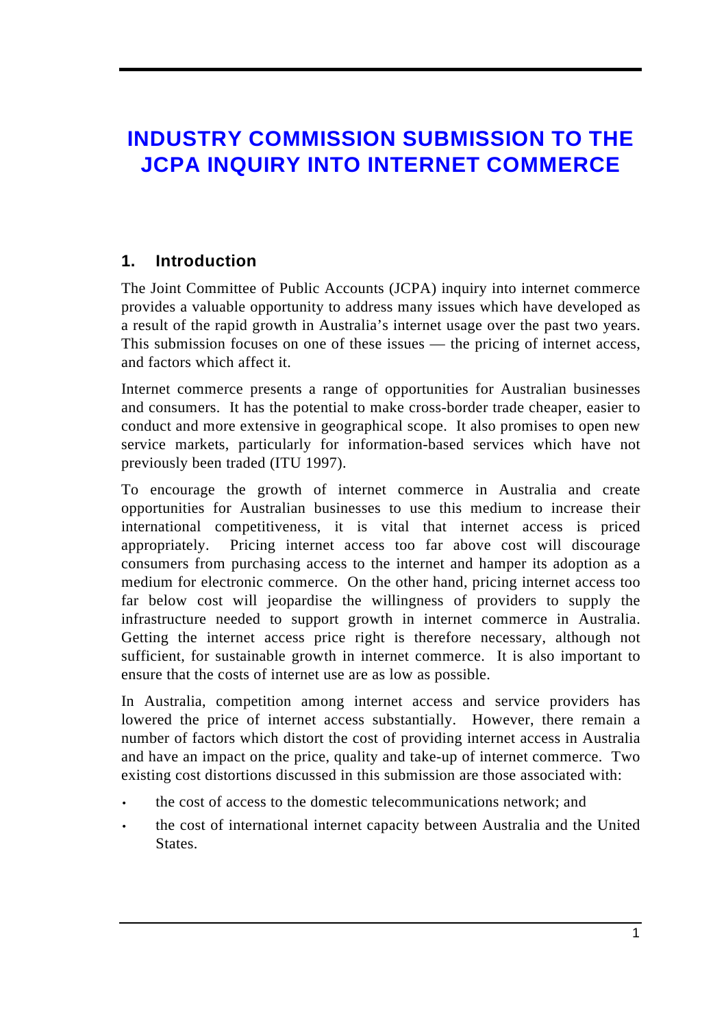# INDUSTRY COMMISSION SUBMISSION TO THE JCPA INQUIRY INTO INTERNET COMMERCE

## 1. Introduction

The Joint Committee of Public Accounts (JCPA) inquiry into internet commerce provides a valuable opportunity to address many issues which have developed as a result of the rapid growth in Australia's internet usage over the past two years. This submission focuses on one of these issues — the pricing of internet access, and factors which affect it.

Internet commerce presents a range of opportunities for Australian businesses and consumers. It has the potential to make cross-border trade cheaper, easier to conduct and more extensive in geographical scope. It also promises to open new service markets, particularly for information-based services which have not previously been traded (ITU 1997).

To encourage the growth of internet commerce in Australia and create opportunities for Australian businesses to use this medium to increase their international competitiveness, it is vital that internet access is priced appropriately. Pricing internet access too far above cost will discourage consumers from purchasing access to the internet and hamper its adoption as a medium for electronic commerce. On the other hand, pricing internet access too far below cost will jeopardise the willingness of providers to supply the infrastructure needed to support growth in internet commerce in Australia. Getting the internet access price right is therefore necessary, although not sufficient, for sustainable growth in internet commerce. It is also important to ensure that the costs of internet use are as low as possible.

In Australia, competition among internet access and service providers has lowered the price of internet access substantially. However, there remain a number of factors which distort the cost of providing internet access in Australia and have an impact on the price, quality and take-up of internet commerce. Two existing cost distortions discussed in this submission are those associated with:

- the cost of access to the domestic telecommunications network; and
- the cost of international internet capacity between Australia and the United States.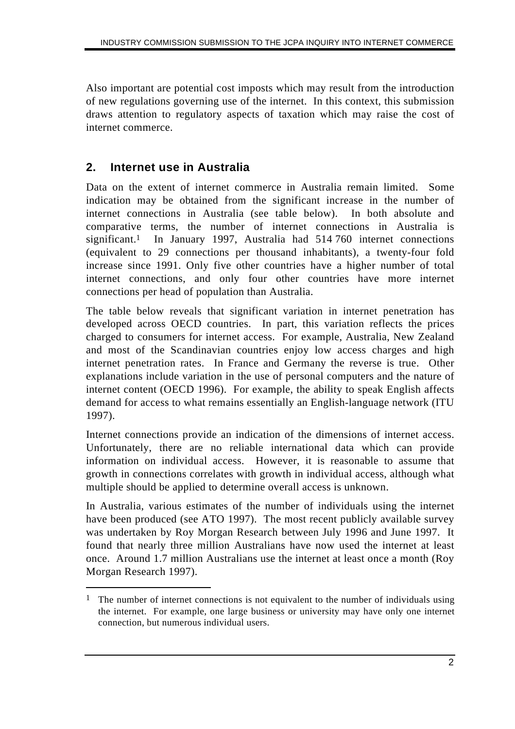Also important are potential cost imposts which may result from the introduction of new regulations governing use of the internet. In this context, this submission draws attention to regulatory aspects of taxation which may raise the cost of internet commerce.

## 2. Internet use in Australia

Data on the extent of internet commerce in Australia remain limited. Some indication may be obtained from the significant increase in the number of internet connections in Australia (see table below). In both absolute and comparative terms, the number of internet connections in Australia is significant.[1] In January 1997, Australia had 514 760 internet connections (equivalent to 29 connections per thousand inhabitants), a twenty-four fold increase since 1991. Only five other countries have a higher number of total internet connections, and only four other countries have more internet connections per head of population than Australia.

The table below reveals that significant variation in internet penetration has developed across OECD countries. In part, this variation reflects the prices charged to consumers for internet access. For example, Australia, New Zealand and most of the Scandinavian countries enjoy low access charges and high internet penetration rates. In France and Germany the reverse is true. Other explanations include variation in the use of personal computers and the nature of internet content (OECD 1996). For example, the ability to speak English affects demand for access to what remains essentially an English-language network (ITU 1997).

Internet connections provide an indication of the dimensions of internet access. Unfortunately, there are no reliable international data which can provide information on individual access. However, it is reasonable to assume that growth in connections correlates with growth in individual access, although what multiple should be applied to determine overall access is unknown.

In Australia, various estimates of the number of individuals using the internet have been produced (see ATO 1997). The most recent publicly available survey was undertaken by Roy Morgan Research between July 1996 and June 1997. It found that nearly three million Australians have now used the internet at least once. Around 1.7 million Australians use the internet at least once a month (Roy Morgan Research 1997).

[1] The number of internet connections is not equivalent to the number of individuals using the internet. For example, one large business or university may have only one internet connection, but numerous individual users.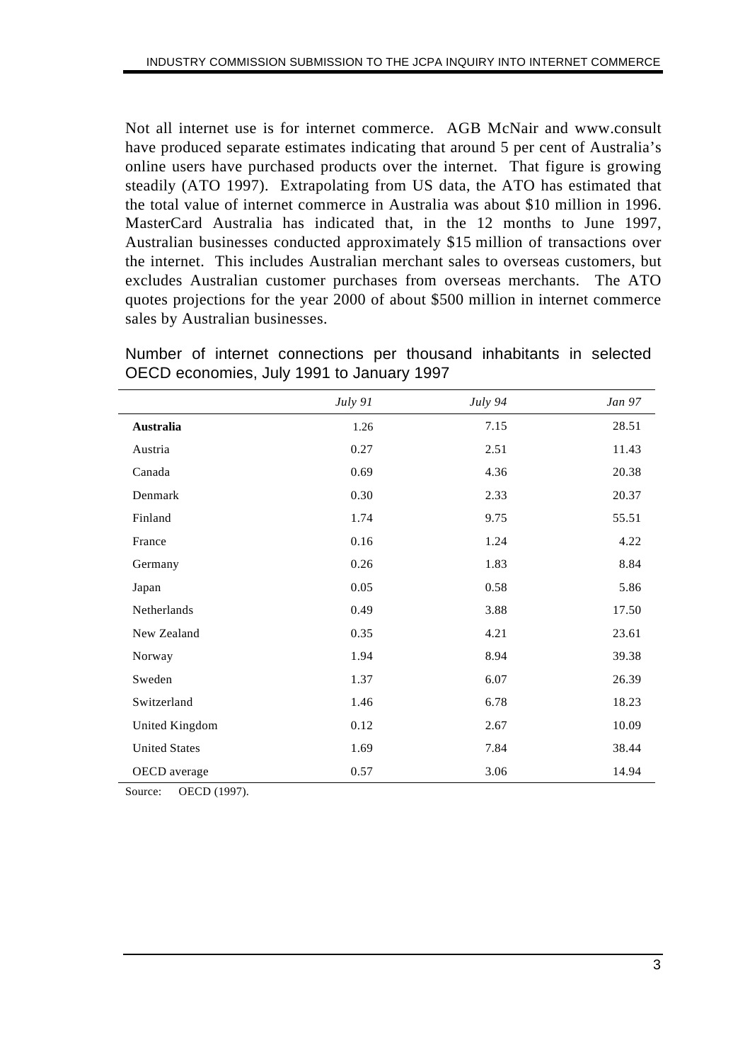Not all internet use is for internet commerce. AGB McNair and www.consult have produced separate estimates indicating that around 5 per cent of Australia's online users have purchased products over the internet. That figure is growing steadily (ATO 1997). Extrapolating from US data, the ATO has estimated that the total value of internet commerce in Australia was about $10 million in 1996. MasterCard Australia has indicated that, in the 12 months to June 1997, Australian businesses conducted approximately $15 million of transactions over the internet. This includes Australian merchant sales to overseas customers, but excludes Australian customer purchases from overseas merchants. The ATO quotes projections for the year 2000 of about $500 million in internet commerce sales by Australian businesses.

Number of internet connections per thousand inhabitants in selected OECD economies, July 1991 to January 1997

| | *July 91* | *July 94* | *Jan 97* |
|---|---|---|---|
| **Australia** | 1.26 | 7.15 | 28.51 |
| Austria | 0.27 | 2.51 | 11.43 |
| Canada | 0.69 | 4.36 | 20.38 |
| Denmark | 0.30 | 2.33 | 20.37 |
| Finland | 1.74 | 9.75 | 55.51 |
| France | 0.16 | 1.24 | 4.22 |
| Germany | 0.26 | 1.83 | 8.84 |
| Japan | 0.05 | 0.58 | 5.86 |
| Netherlands | 0.49 | 3.88 | 17.50 |
| New Zealand | 0.35 | 4.21 | 23.61 |
| Norway | 1.94 | 8.94 | 39.38 |
| Sweden | 1.37 | 6.07 | 26.39 |
| Switzerland | 1.46 | 6.78 | 18.23 |
| United Kingdom | 0.12 | 2.67 | 10.09 |
| United States | 1.69 | 7.84 | 38.44 |
| OECD average | 0.57 | 3.06 | 14.94 |

Source: OECD (1997).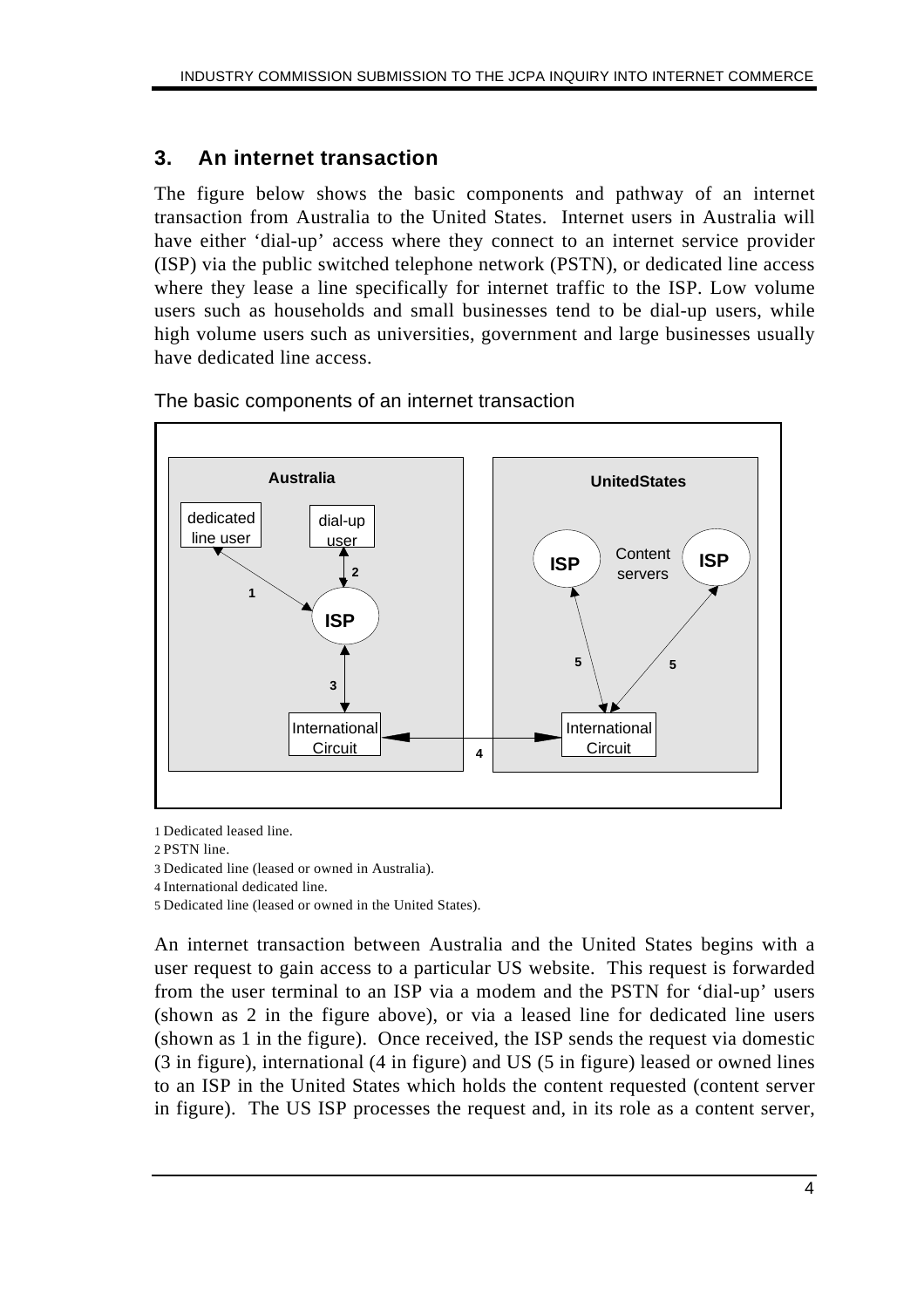## 3. An internet transaction

The figure below shows the basic components and pathway of an internet transaction from Australia to the United States. Internet users in Australia will have either 'dial-up' access where they connect to an internet service provider (ISP) via the public switched telephone network (PSTN), or dedicated line access where they lease a line specifically for internet traffic to the ISP. Low volume users such as households and small businesses tend to be dial-up users, while high volume users such as universities, government and large businesses usually have dedicated line access.

The basic components of an internet transaction

1 Dedicated leased line.

2 PSTN line.

3 Dedicated line (leased or owned in Australia).

4 International dedicated line.

5 Dedicated line (leased or owned in the United States).

An internet transaction between Australia and the United States begins with a user request to gain access to a particular US website. This request is forwarded from the user terminal to an ISP via a modem and the PSTN for 'dial-up' users (shown as 2 in the figure above), or via a leased line for dedicated line users (shown as 1 in the figure). Once received, the ISP sends the request via domestic (3 in figure), international (4 in figure) and US (5 in figure) leased or owned lines to an ISP in the United States which holds the content requested (content server in figure). The US ISP processes the request and, in its role as a content server,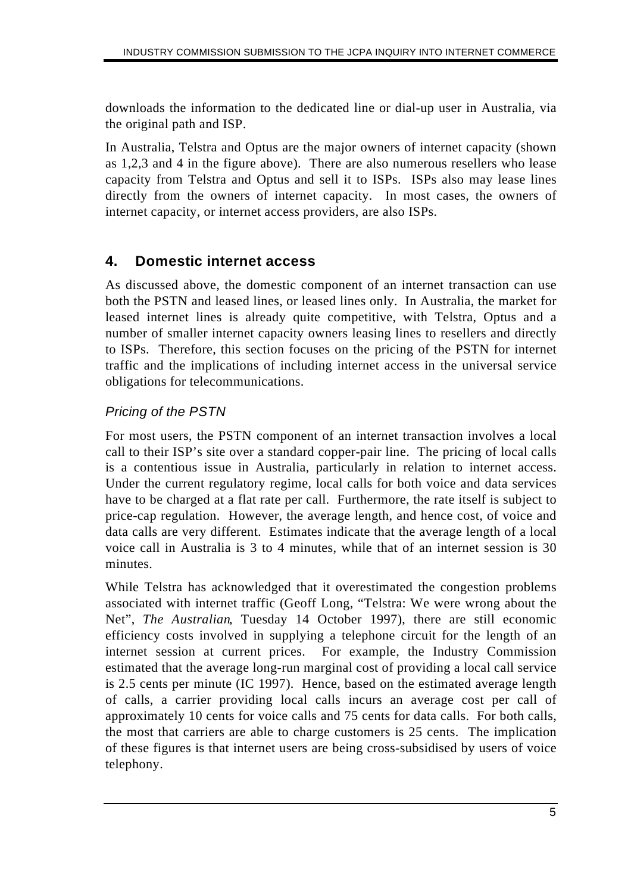downloads the information to the dedicated line or dial-up user in Australia, via the original path and ISP.

In Australia, Telstra and Optus are the major owners of internet capacity (shown as 1,2,3 and 4 in the figure above). There are also numerous resellers who lease capacity from Telstra and Optus and sell it to ISPs. ISPs also may lease lines directly from the owners of internet capacity. In most cases, the owners of internet capacity, or internet access providers, are also ISPs.

## 4. Domestic internet access

As discussed above, the domestic component of an internet transaction can use both the PSTN and leased lines, or leased lines only. In Australia, the market for leased internet lines is already quite competitive, with Telstra, Optus and a number of smaller internet capacity owners leasing lines to resellers and directly to ISPs. Therefore, this section focuses on the pricing of the PSTN for internet traffic and the implications of including internet access in the universal service obligations for telecommunications.

### *Pricing of the PSTN*

For most users, the PSTN component of an internet transaction involves a local call to their ISP's site over a standard copper-pair line. The pricing of local calls is a contentious issue in Australia, particularly in relation to internet access. Under the current regulatory regime, local calls for both voice and data services have to be charged at a flat rate per call. Furthermore, the rate itself is subject to price-cap regulation. However, the average length, and hence cost, of voice and data calls are very different. Estimates indicate that the average length of a local voice call in Australia is 3 to 4 minutes, while that of an internet session is 30 minutes.

While Telstra has acknowledged that it overestimated the congestion problems associated with internet traffic (Geoff Long, "Telstra: We were wrong about the Net", *The Australian*, Tuesday 14 October 1997), there are still economic efficiency costs involved in supplying a telephone circuit for the length of an internet session at current prices. For example, the Industry Commission estimated that the average long-run marginal cost of providing a local call service is 2.5 cents per minute (IC 1997). Hence, based on the estimated average length of calls, a carrier providing local calls incurs an average cost per call of approximately 10 cents for voice calls and 75 cents for data calls. For both calls, the most that carriers are able to charge customers is 25 cents. The implication of these figures is that internet users are being cross-subsidised by users of voice telephony.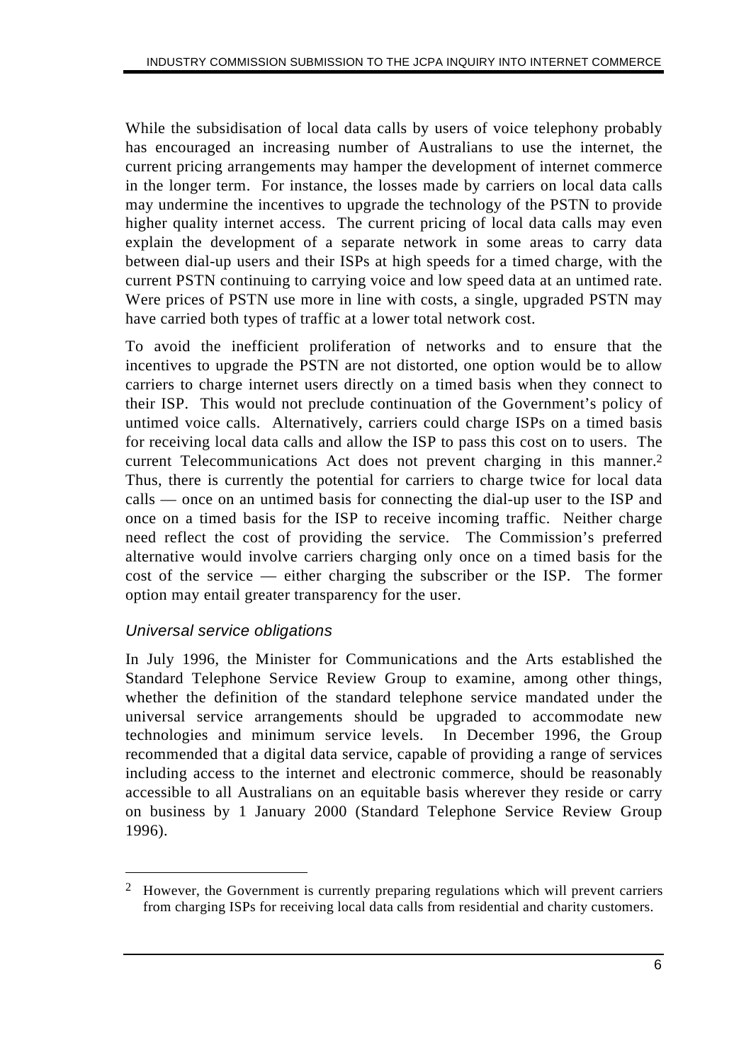While the subsidisation of local data calls by users of voice telephony probably has encouraged an increasing number of Australians to use the internet, the current pricing arrangements may hamper the development of internet commerce in the longer term. For instance, the losses made by carriers on local data calls may undermine the incentives to upgrade the technology of the PSTN to provide higher quality internet access. The current pricing of local data calls may even explain the development of a separate network in some areas to carry data between dial-up users and their ISPs at high speeds for a timed charge, with the current PSTN continuing to carrying voice and low speed data at an untimed rate. Were prices of PSTN use more in line with costs, a single, upgraded PSTN may have carried both types of traffic at a lower total network cost.

To avoid the inefficient proliferation of networks and to ensure that the incentives to upgrade the PSTN are not distorted, one option would be to allow carriers to charge internet users directly on a timed basis when they connect to their ISP. This would not preclude continuation of the Government's policy of untimed voice calls. Alternatively, carriers could charge ISPs on a timed basis for receiving local data calls and allow the ISP to pass this cost on to users. The current Telecommunications Act does not prevent charging in this manner.[2] Thus, there is currently the potential for carriers to charge twice for local data calls — once on an untimed basis for connecting the dial-up user to the ISP and once on a timed basis for the ISP to receive incoming traffic. Neither charge need reflect the cost of providing the service. The Commission's preferred alternative would involve carriers charging only once on a timed basis for the cost of the service — either charging the subscriber or the ISP. The former option may entail greater transparency for the user.

### *Universal service obligations*

In July 1996, the Minister for Communications and the Arts established the Standard Telephone Service Review Group to examine, among other things, whether the definition of the standard telephone service mandated under the universal service arrangements should be upgraded to accommodate new technologies and minimum service levels. In December 1996, the Group recommended that a digital data service, capable of providing a range of services including access to the internet and electronic commerce, should be reasonably accessible to all Australians on an equitable basis wherever they reside or carry on business by 1 January 2000 (Standard Telephone Service Review Group 1996).

---

[2] However, the Government is currently preparing regulations which will prevent carriers from charging ISPs for receiving local data calls from residential and charity customers.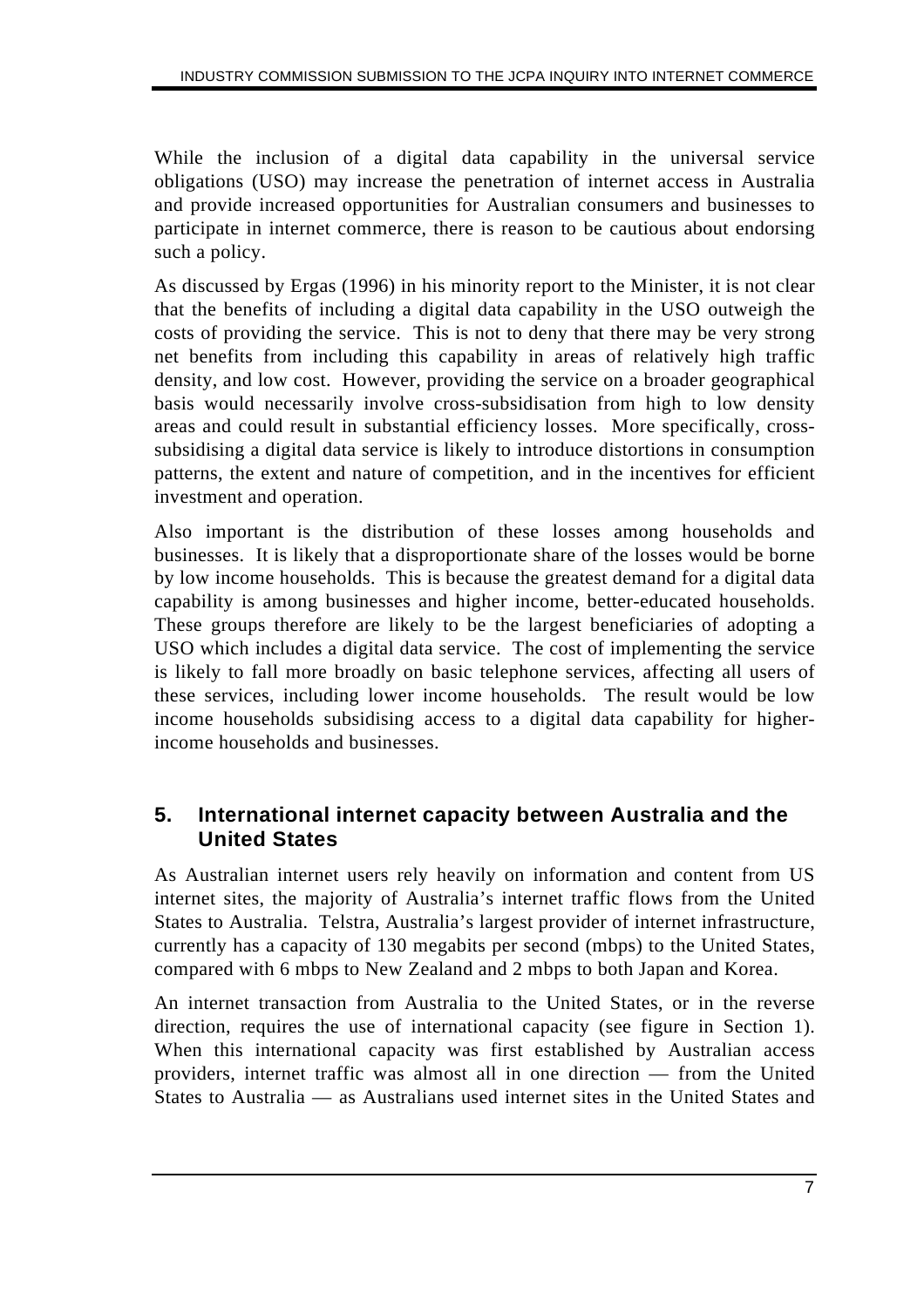While the inclusion of a digital data capability in the universal service obligations (USO) may increase the penetration of internet access in Australia and provide increased opportunities for Australian consumers and businesses to participate in internet commerce, there is reason to be cautious about endorsing such a policy.

As discussed by Ergas (1996) in his minority report to the Minister, it is not clear that the benefits of including a digital data capability in the USO outweigh the costs of providing the service. This is not to deny that there may be very strong net benefits from including this capability in areas of relatively high traffic density, and low cost. However, providing the service on a broader geographical basis would necessarily involve cross-subsidisation from high to low density areas and could result in substantial efficiency losses. More specifically, cross-subsidising a digital data service is likely to introduce distortions in consumption patterns, the extent and nature of competition, and in the incentives for efficient investment and operation.

Also important is the distribution of these losses among households and businesses. It is likely that a disproportionate share of the losses would be borne by low income households. This is because the greatest demand for a digital data capability is among businesses and higher income, better-educated households. These groups therefore are likely to be the largest beneficiaries of adopting a USO which includes a digital data service. The cost of implementing the service is likely to fall more broadly on basic telephone services, affecting all users of these services, including lower income households. The result would be low income households subsidising access to a digital data capability for higher-income households and businesses.

## 5. International internet capacity between Australia and the United States

As Australian internet users rely heavily on information and content from US internet sites, the majority of Australia's internet traffic flows from the United States to Australia. Telstra, Australia's largest provider of internet infrastructure, currently has a capacity of 130 megabits per second (mbps) to the United States, compared with 6 mbps to New Zealand and 2 mbps to both Japan and Korea.

An internet transaction from Australia to the United States, or in the reverse direction, requires the use of international capacity (see figure in Section 1). When this international capacity was first established by Australian access providers, internet traffic was almost all in one direction — from the United States to Australia — as Australians used internet sites in the United States and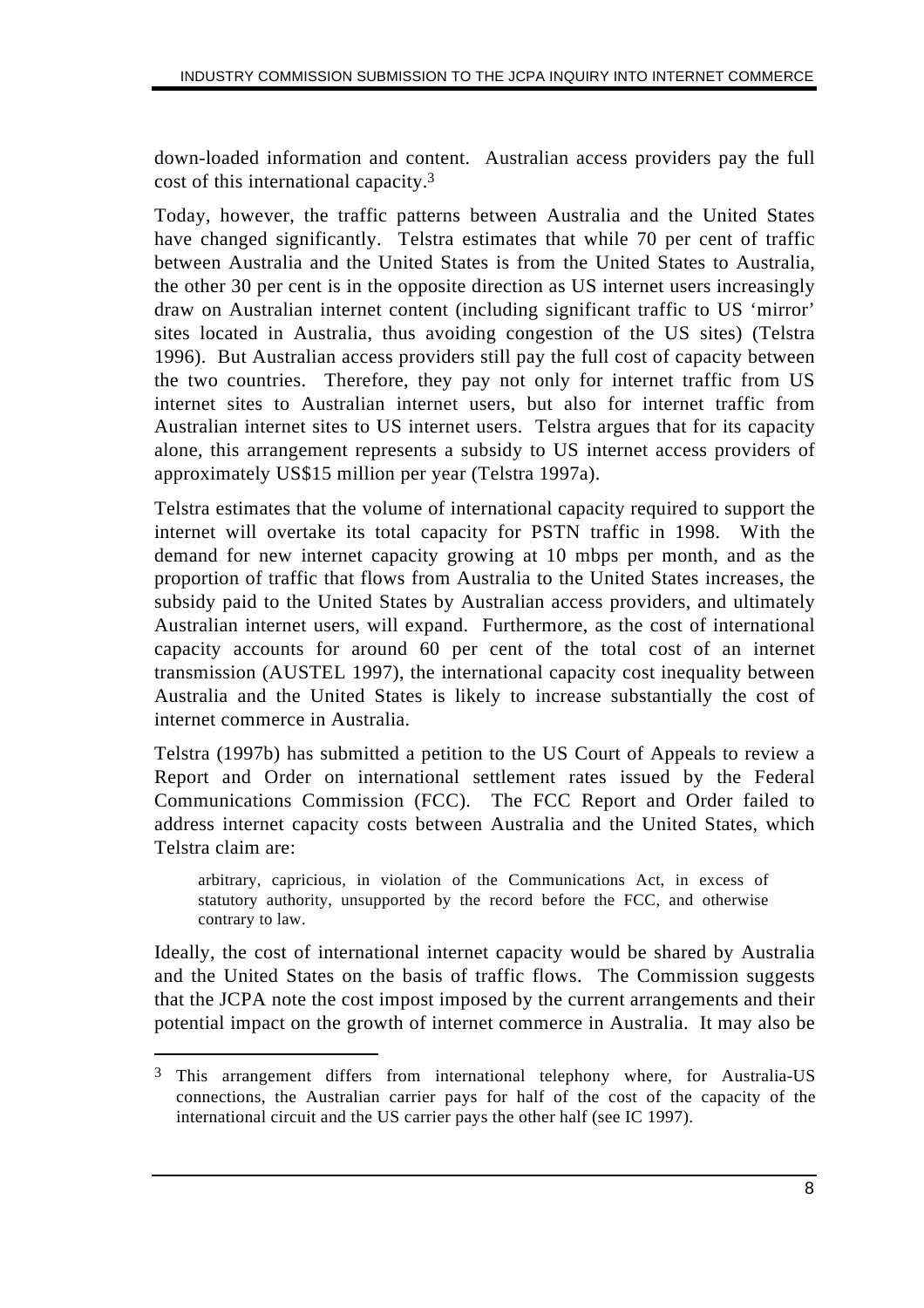down-loaded information and content. Australian access providers pay the full cost of this international capacity.[3]

Today, however, the traffic patterns between Australia and the United States have changed significantly. Telstra estimates that while 70 per cent of traffic between Australia and the United States is from the United States to Australia, the other 30 per cent is in the opposite direction as US internet users increasingly draw on Australian internet content (including significant traffic to US 'mirror' sites located in Australia, thus avoiding congestion of the US sites) (Telstra 1996). But Australian access providers still pay the full cost of capacity between the two countries. Therefore, they pay not only for internet traffic from US internet sites to Australian internet users, but also for internet traffic from Australian internet sites to US internet users. Telstra argues that for its capacity alone, this arrangement represents a subsidy to US internet access providers of approximately US$15 million per year (Telstra 1997a).

Telstra estimates that the volume of international capacity required to support the internet will overtake its total capacity for PSTN traffic in 1998. With the demand for new internet capacity growing at 10 mbps per month, and as the proportion of traffic that flows from Australia to the United States increases, the subsidy paid to the United States by Australian access providers, and ultimately Australian internet users, will expand. Furthermore, as the cost of international capacity accounts for around 60 per cent of the total cost of an internet transmission (AUSTEL 1997), the international capacity cost inequality between Australia and the United States is likely to increase substantially the cost of internet commerce in Australia.

Telstra (1997b) has submitted a petition to the US Court of Appeals to review a Report and Order on international settlement rates issued by the Federal Communications Commission (FCC). The FCC Report and Order failed to address internet capacity costs between Australia and the United States, which Telstra claim are:

> arbitrary, capricious, in violation of the Communications Act, in excess of statutory authority, unsupported by the record before the FCC, and otherwise contrary to law.

Ideally, the cost of international internet capacity would be shared by Australia and the United States on the basis of traffic flows. The Commission suggests that the JCPA note the cost impost imposed by the current arrangements and their potential impact on the growth of internet commerce in Australia. It may also be

[3] This arrangement differs from international telephony where, for Australia-US connections, the Australian carrier pays for half of the cost of the capacity of the international circuit and the US carrier pays the other half (see IC 1997).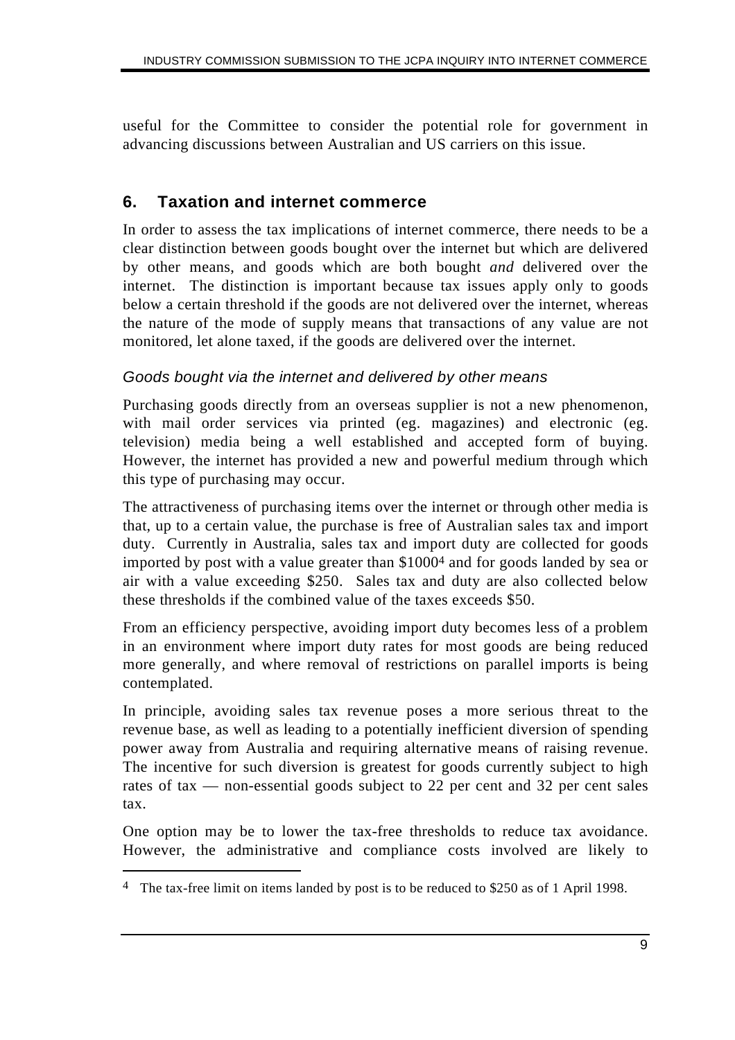useful for the Committee to consider the potential role for government in advancing discussions between Australian and US carriers on this issue.

## 6. Taxation and internet commerce

In order to assess the tax implications of internet commerce, there needs to be a clear distinction between goods bought over the internet but which are delivered by other means, and goods which are both bought *and* delivered over the internet. The distinction is important because tax issues apply only to goods below a certain threshold if the goods are not delivered over the internet, whereas the nature of the mode of supply means that transactions of any value are not monitored, let alone taxed, if the goods are delivered over the internet.

### *Goods bought via the internet and delivered by other means*

Purchasing goods directly from an overseas supplier is not a new phenomenon, with mail order services via printed (eg. magazines) and electronic (eg. television) media being a well established and accepted form of buying. However, the internet has provided a new and powerful medium through which this type of purchasing may occur.

The attractiveness of purchasing items over the internet or through other media is that, up to a certain value, the purchase is free of Australian sales tax and import duty. Currently in Australia, sales tax and import duty are collected for goods imported by post with a value greater than $1000[4] and for goods landed by sea or air with a value exceeding $250. Sales tax and duty are also collected below these thresholds if the combined value of the taxes exceeds $50.

From an efficiency perspective, avoiding import duty becomes less of a problem in an environment where import duty rates for most goods are being reduced more generally, and where removal of restrictions on parallel imports is being contemplated.

In principle, avoiding sales tax revenue poses a more serious threat to the revenue base, as well as leading to a potentially inefficient diversion of spending power away from Australia and requiring alternative means of raising revenue. The incentive for such diversion is greatest for goods currently subject to high rates of tax — non-essential goods subject to 22 per cent and 32 per cent sales tax.

One option may be to lower the tax-free thresholds to reduce tax avoidance. However, the administrative and compliance costs involved are likely to

---

[4] The tax-free limit on items landed by post is to be reduced to $250 as of 1 April 1998.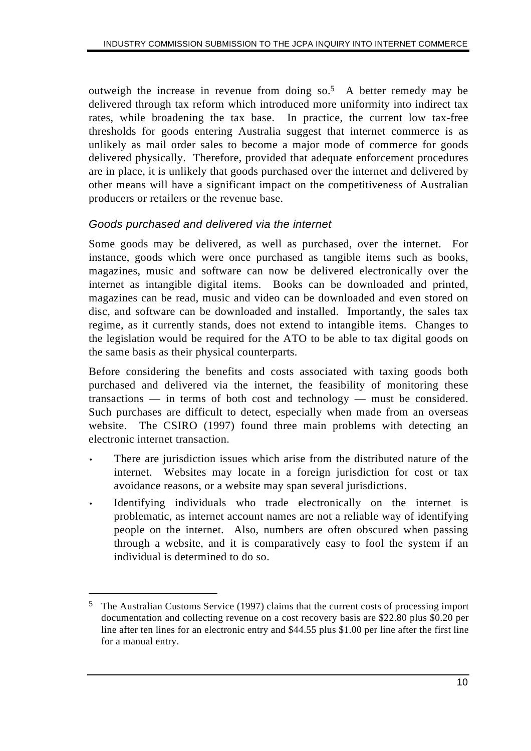outweigh the increase in revenue from doing so.[5] A better remedy may be delivered through tax reform which introduced more uniformity into indirect tax rates, while broadening the tax base. In practice, the current low tax-free thresholds for goods entering Australia suggest that internet commerce is as unlikely as mail order sales to become a major mode of commerce for goods delivered physically. Therefore, provided that adequate enforcement procedures are in place, it is unlikely that goods purchased over the internet and delivered by other means will have a significant impact on the competitiveness of Australian producers or retailers or the revenue base.

### *Goods purchased and delivered via the internet*

Some goods may be delivered, as well as purchased, over the internet. For instance, goods which were once purchased as tangible items such as books, magazines, music and software can now be delivered electronically over the internet as intangible digital items. Books can be downloaded and printed, magazines can be read, music and video can be downloaded and even stored on disc, and software can be downloaded and installed. Importantly, the sales tax regime, as it currently stands, does not extend to intangible items. Changes to the legislation would be required for the ATO to be able to tax digital goods on the same basis as their physical counterparts.

Before considering the benefits and costs associated with taxing goods both purchased and delivered via the internet, the feasibility of monitoring these transactions — in terms of both cost and technology — must be considered. Such purchases are difficult to detect, especially when made from an overseas website. The CSIRO (1997) found three main problems with detecting an electronic internet transaction.

- There are jurisdiction issues which arise from the distributed nature of the internet. Websites may locate in a foreign jurisdiction for cost or tax avoidance reasons, or a website may span several jurisdictions.
- Identifying individuals who trade electronically on the internet is problematic, as internet account names are not a reliable way of identifying people on the internet. Also, numbers are often obscured when passing through a website, and it is comparatively easy to fool the system if an individual is determined to do so.

---

[5] The Australian Customs Service (1997) claims that the current costs of processing import documentation and collecting revenue on a cost recovery basis are $22.80 plus $0.20 per line after ten lines for an electronic entry and $44.55 plus $1.00 per line after the first line for a manual entry.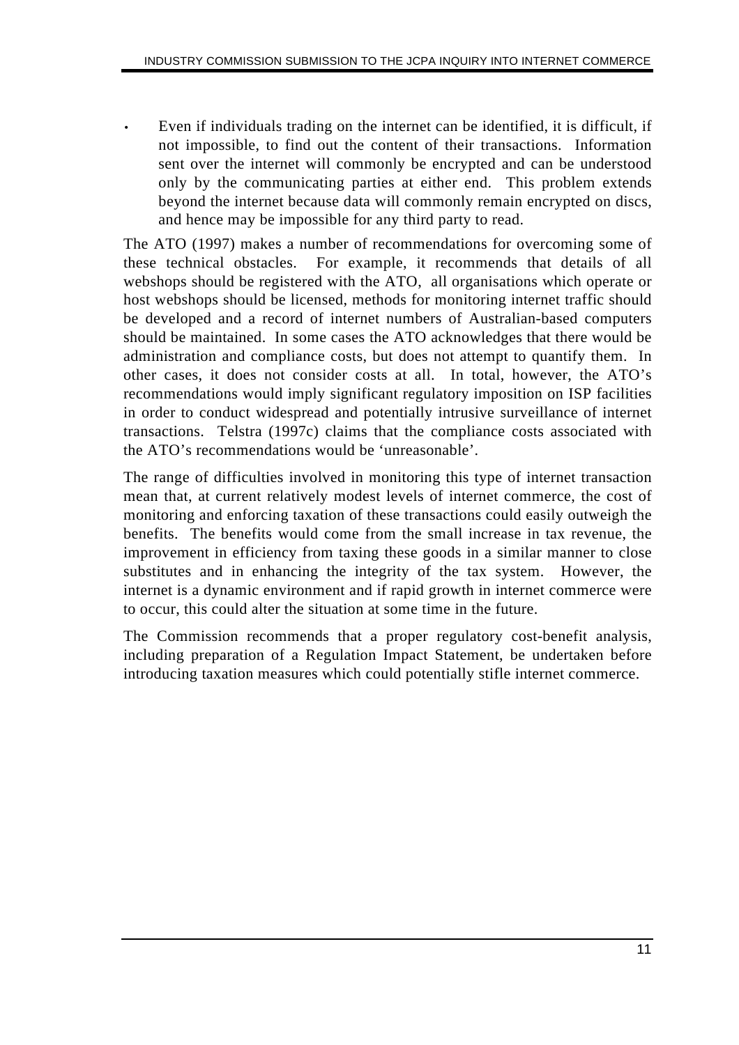- Even if individuals trading on the internet can be identified, it is difficult, if not impossible, to find out the content of their transactions. Information sent over the internet will commonly be encrypted and can be understood only by the communicating parties at either end. This problem extends beyond the internet because data will commonly remain encrypted on discs, and hence may be impossible for any third party to read.

The ATO (1997) makes a number of recommendations for overcoming some of these technical obstacles. For example, it recommends that details of all webshops should be registered with the ATO, all organisations which operate or host webshops should be licensed, methods for monitoring internet traffic should be developed and a record of internet numbers of Australian-based computers should be maintained. In some cases the ATO acknowledges that there would be administration and compliance costs, but does not attempt to quantify them. In other cases, it does not consider costs at all. In total, however, the ATO's recommendations would imply significant regulatory imposition on ISP facilities in order to conduct widespread and potentially intrusive surveillance of internet transactions. Telstra (1997c) claims that the compliance costs associated with the ATO's recommendations would be 'unreasonable'.

The range of difficulties involved in monitoring this type of internet transaction mean that, at current relatively modest levels of internet commerce, the cost of monitoring and enforcing taxation of these transactions could easily outweigh the benefits. The benefits would come from the small increase in tax revenue, the improvement in efficiency from taxing these goods in a similar manner to close substitutes and in enhancing the integrity of the tax system. However, the internet is a dynamic environment and if rapid growth in internet commerce were to occur, this could alter the situation at some time in the future.

The Commission recommends that a proper regulatory cost-benefit analysis, including preparation of a Regulation Impact Statement, be undertaken before introducing taxation measures which could potentially stifle internet commerce.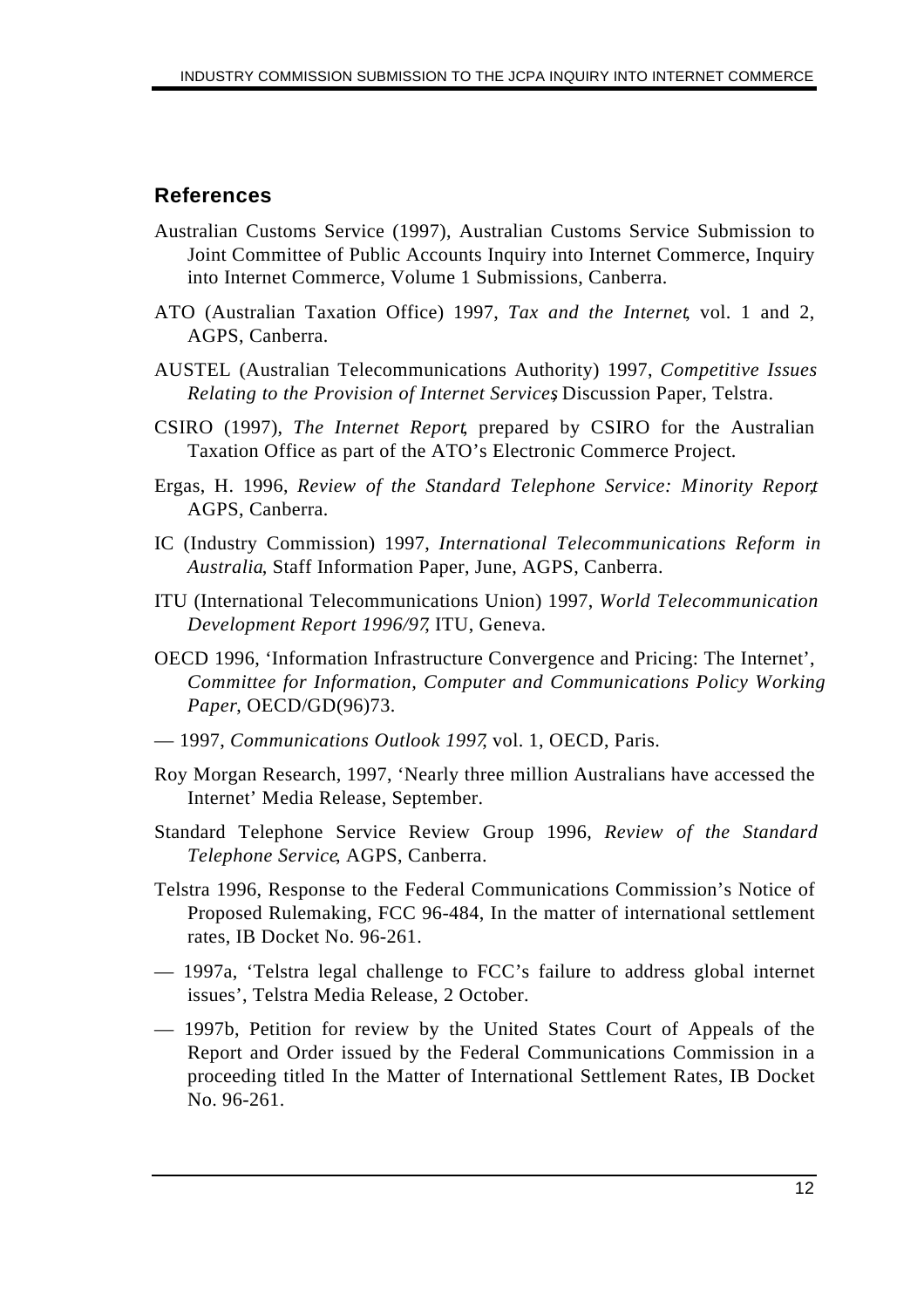## References

Australian Customs Service (1997), Australian Customs Service Submission to Joint Committee of Public Accounts Inquiry into Internet Commerce, Inquiry into Internet Commerce, Volume 1 Submissions, Canberra.

ATO (Australian Taxation Office) 1997, *Tax and the Internet*, vol. 1 and 2, AGPS, Canberra.

AUSTEL (Australian Telecommunications Authority) 1997, *Competitive Issues Relating to the Provision of Internet Services*, Discussion Paper, Telstra.

CSIRO (1997), *The Internet Report*, prepared by CSIRO for the Australian Taxation Office as part of the ATO's Electronic Commerce Project.

Ergas, H. 1996, *Review of the Standard Telephone Service: Minority Report*, AGPS, Canberra.

IC (Industry Commission) 1997, *International Telecommunications Reform in Australia*, Staff Information Paper, June, AGPS, Canberra.

ITU (International Telecommunications Union) 1997, *World Telecommunication Development Report 1996/97*, ITU, Geneva.

OECD 1996, 'Information Infrastructure Convergence and Pricing: The Internet', *Committee for Information, Computer and Communications Policy Working Paper*, OECD/GD(96)73.

— 1997, *Communications Outlook 1997*, vol. 1, OECD, Paris.

Roy Morgan Research, 1997, 'Nearly three million Australians have accessed the Internet' Media Release, September.

Standard Telephone Service Review Group 1996, *Review of the Standard Telephone Service*, AGPS, Canberra.

Telstra 1996, Response to the Federal Communications Commission's Notice of Proposed Rulemaking, FCC 96-484, In the matter of international settlement rates, IB Docket No. 96-261.

— 1997a, 'Telstra legal challenge to FCC's failure to address global internet issues', Telstra Media Release, 2 October.

— 1997b, Petition for review by the United States Court of Appeals of the Report and Order issued by the Federal Communications Commission in a proceeding titled In the Matter of International Settlement Rates, IB Docket No. 96-261.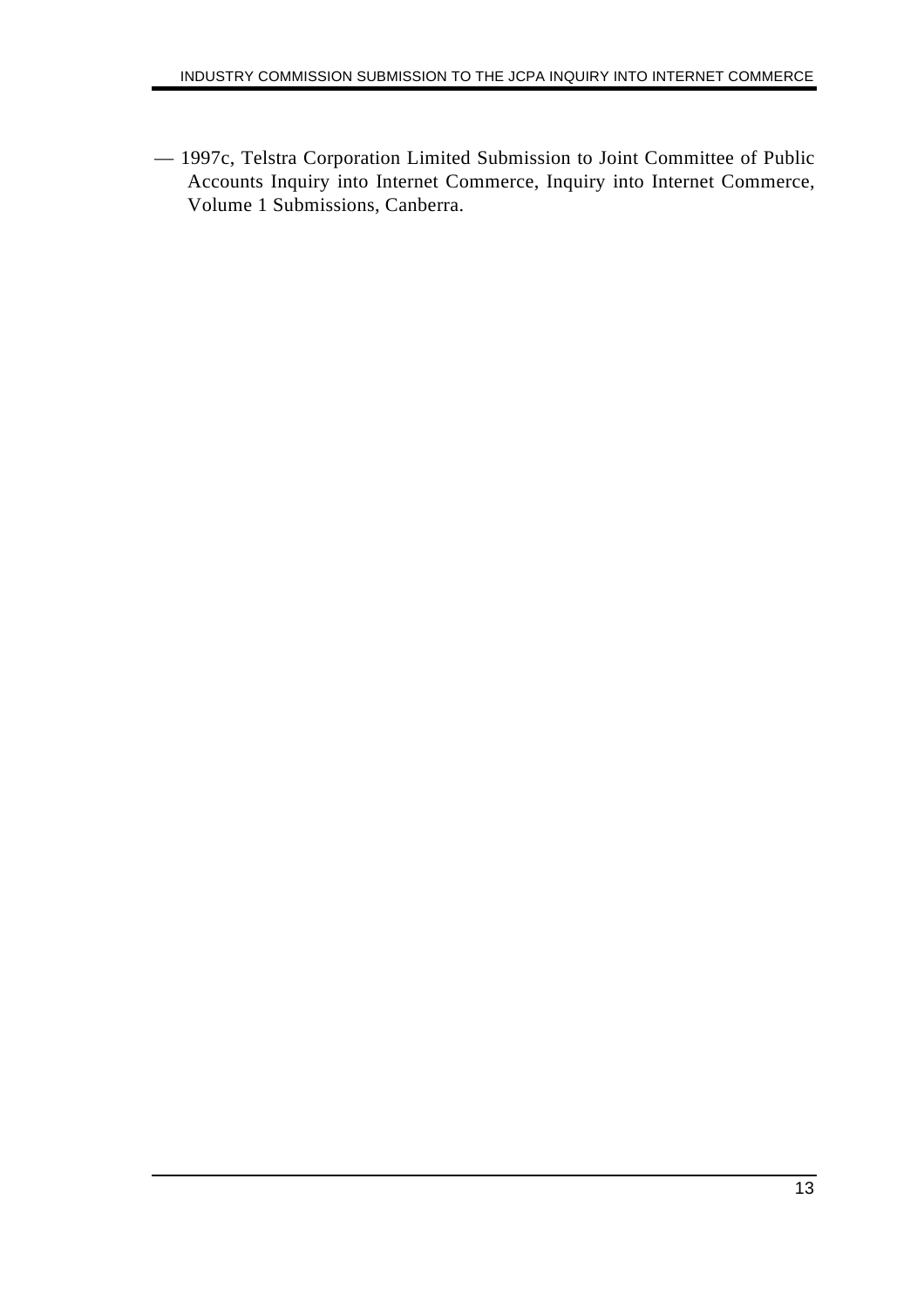— 1997c, Telstra Corporation Limited Submission to Joint Committee of Public Accounts Inquiry into Internet Commerce, Inquiry into Internet Commerce, Volume 1 Submissions, Canberra.